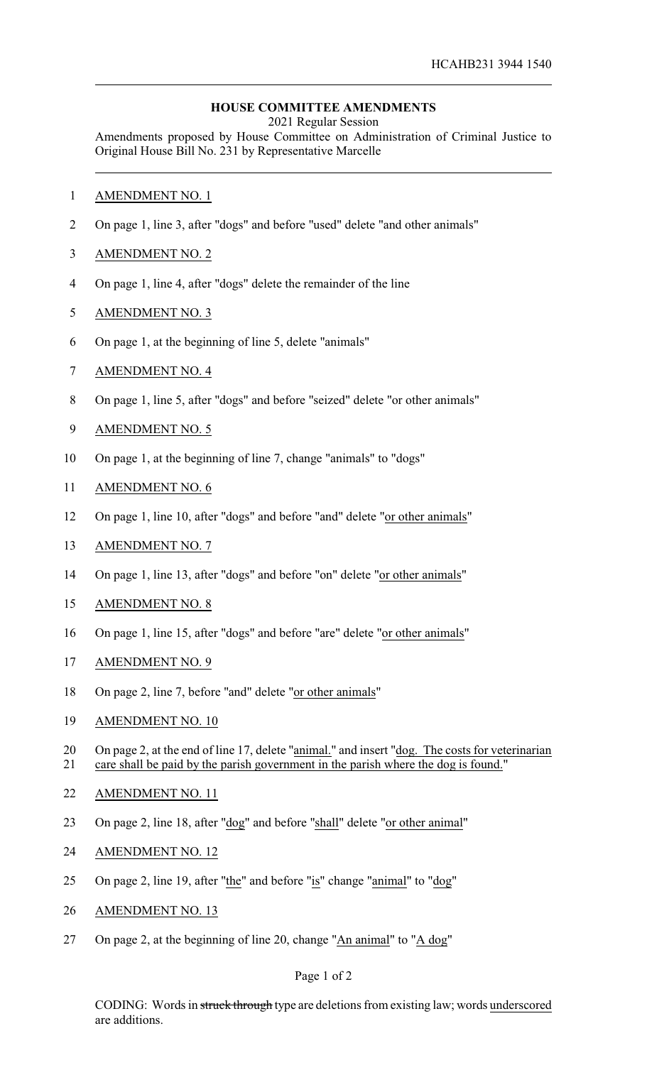HCAHB231 3944 1540

**HOUSE COMMITTEE AMENDMENTS**

2021 Regular Session

Amendments proposed by House Committee on Administration of Criminal Justice to Original House Bill No. 231 by Representative Marcelle

AMENDMENT NO. 1

On page 1, line 3, after "dogs" and before "used" delete "and other animals"

AMENDMENT NO. 2

On page 1, line 4, after "dogs" delete the remainder of the line

AMENDMENT NO. 3

On page 1, at the beginning of line 5, delete "animals"

AMENDMENT NO. 4

On page 1, line 5, after "dogs" and before "seized" delete "or other animals"

AMENDMENT NO. 5

On page 1, at the beginning of line 7, change "animals" to "dogs"

AMENDMENT NO. 6

On page 1, line 10, after "dogs" and before "and" delete "<u>or other animals</u>"

AMENDMENT NO. 7

On page 1, line 13, after "dogs" and before "on" delete "<u>or other animals</u>"

AMENDMENT NO. 8

On page 1, line 15, after "dogs" and before "are" delete "<u>or other animals</u>"

AMENDMENT NO. 9

On page 2, line 7, before "and" delete "<u>or other animals</u>"

AMENDMENT NO. 10

On page 2, at the end of line 17, delete "<u>animal.</u>" and insert "<u>dog. The costs for veterinarian care shall be paid by the parish government in the parish where the dog is found.</u>"

AMENDMENT NO. 11

On page 2, line 18, after "<u>dog</u>" and before "<u>shall</u>" delete "<u>or other animal</u>"

AMENDMENT NO. 12

On page 2, line 19, after "<u>the</u>" and before "<u>is</u>" change "<u>animal</u>" to "<u>dog</u>"

AMENDMENT NO. 13

On page 2, at the beginning of line 20, change "<u>An animal</u>" to "<u>A dog</u>"

CODING: Words in ~~struck through~~ type are deletions from existing law; words <u>underscored</u> are additions.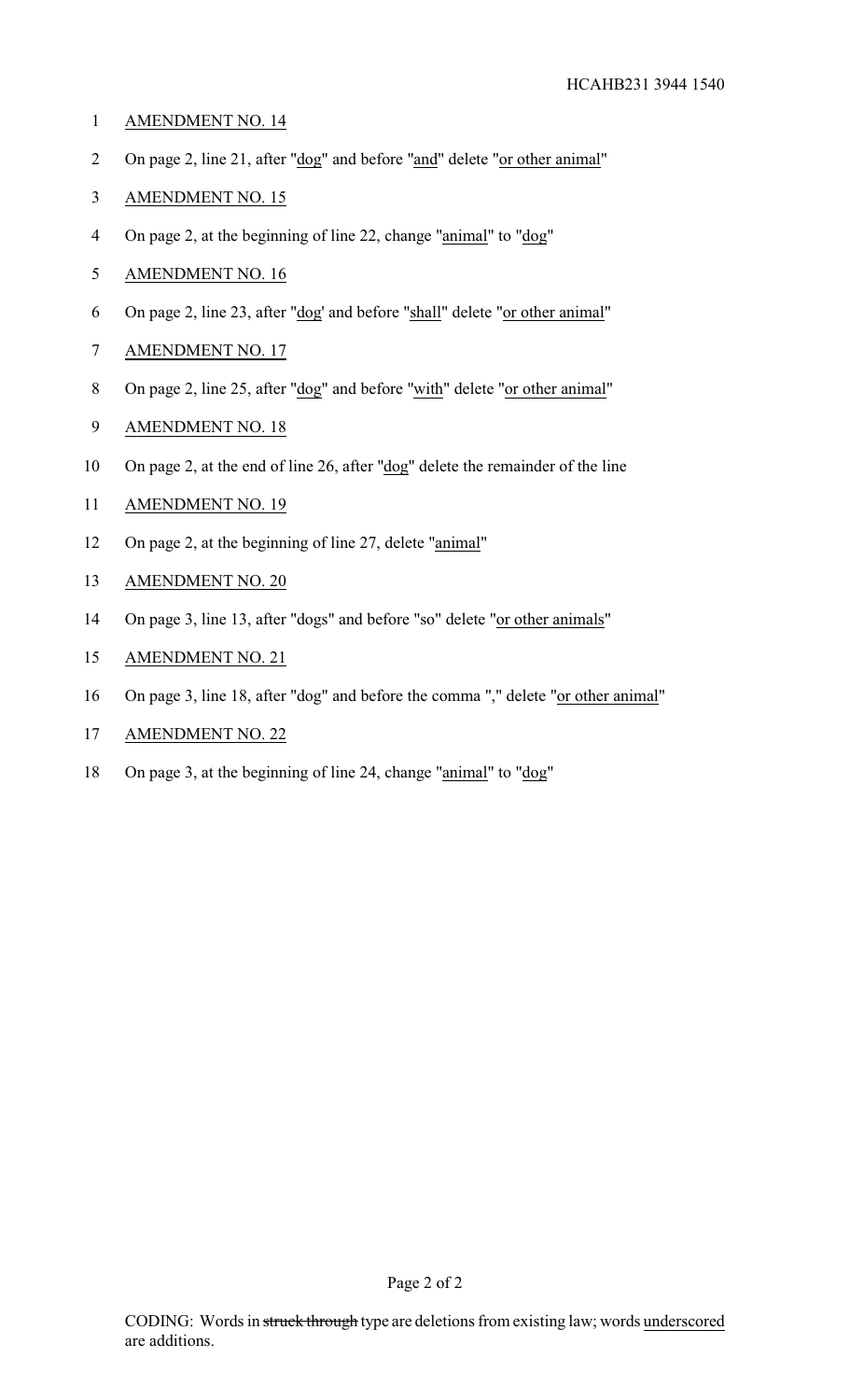AMENDMENT NO. 14

On page 2, line 21, after "dog" and before "and" delete "or other animal"

AMENDMENT NO. 15

On page 2, at the beginning of line 22, change "animal" to "dog"

AMENDMENT NO. 16

On page 2, line 23, after "dog' and before "shall" delete "or other animal"

AMENDMENT NO. 17

On page 2, line 25, after "dog" and before "with" delete "or other animal"

AMENDMENT NO. 18

On page 2, at the end of line 26, after "dog" delete the remainder of the line

AMENDMENT NO. 19

On page 2, at the beginning of line 27, delete "animal"

AMENDMENT NO. 20

On page 3, line 13, after "dogs" and before "so" delete "or other animals"

AMENDMENT NO. 21

On page 3, line 18, after "dog" and before the comma "," delete "or other animal"

AMENDMENT NO. 22

On page 3, at the beginning of line 24, change "animal" to "dog"

CODING: Words in struck through type are deletions from existing law; words underscored are additions.